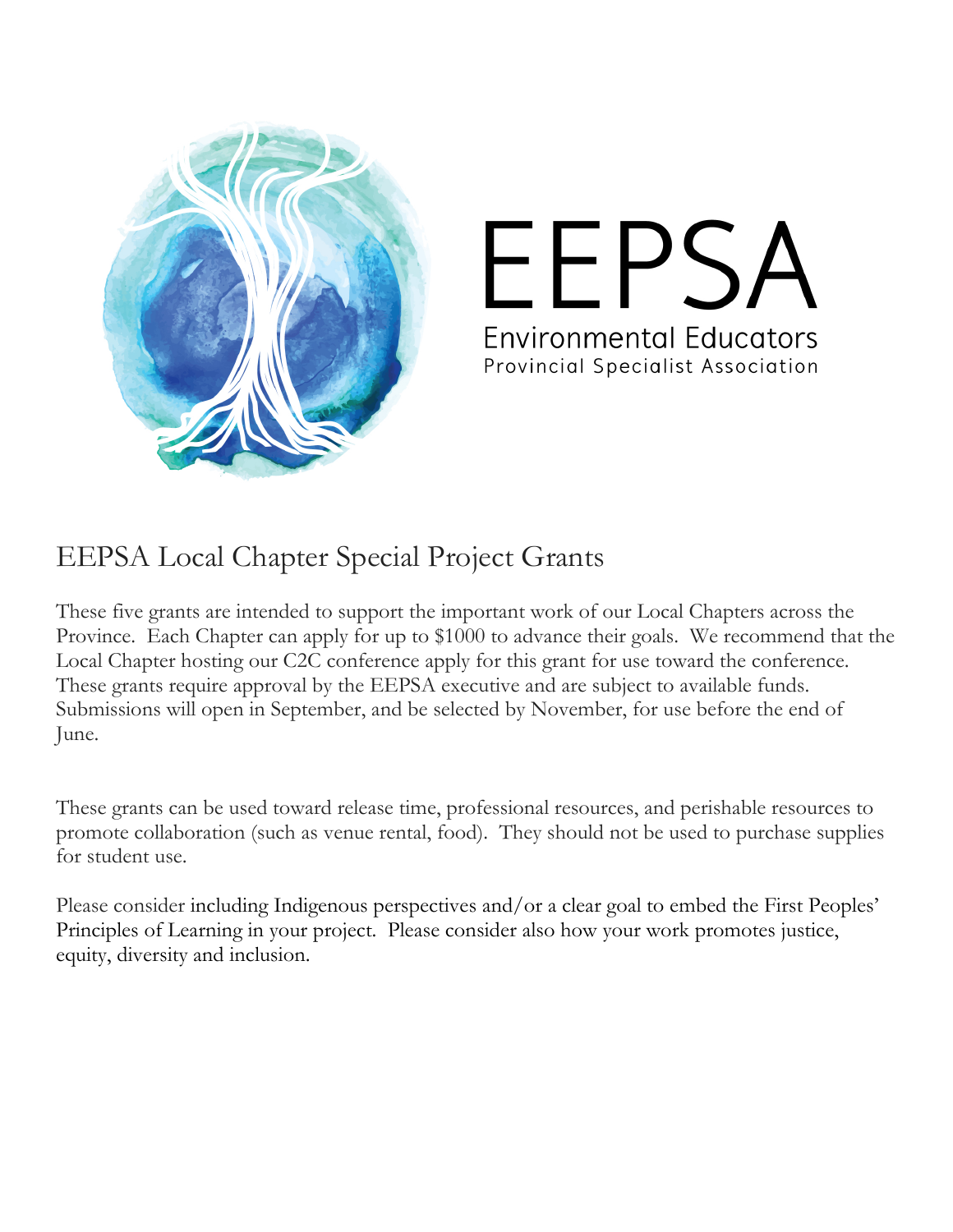# EEPSA

Environmental Educators
Provincial Specialist Association

## EEPSA Local Chapter Special Project Grants

These five grants are intended to support the important work of our Local Chapters across the Province. Each Chapter can apply for up to $1000 to advance their goals. We recommend that the Local Chapter hosting our C2C conference apply for this grant for use toward the conference. These grants require approval by the EEPSA executive and are subject to available funds. Submissions will open in September, and be selected by November, for use before the end of June.

These grants can be used toward release time, professional resources, and perishable resources to promote collaboration (such as venue rental, food). They should not be used to purchase supplies for student use.

Please consider including Indigenous perspectives and/or a clear goal to embed the First Peoples' Principles of Learning in your project. Please consider also how your work promotes justice, equity, diversity and inclusion.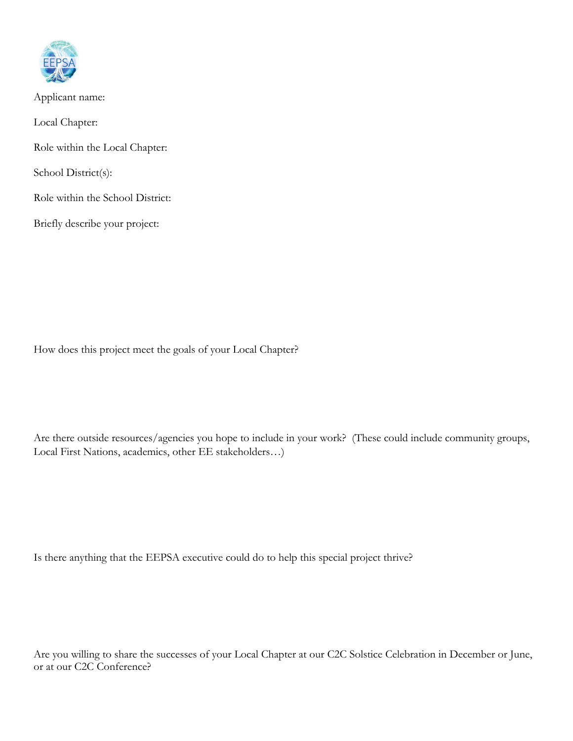Applicant name:

Local Chapter:

Role within the Local Chapter:

School District(s):

Role within the School District:

Briefly describe your project:

How does this project meet the goals of your Local Chapter?

Are there outside resources/agencies you hope to include in your work? (These could include community groups, Local First Nations, academics, other EE stakeholders…)

Is there anything that the EEPSA executive could do to help this special project thrive?

Are you willing to share the successes of your Local Chapter at our C2C Solstice Celebration in December or June, or at our C2C Conference?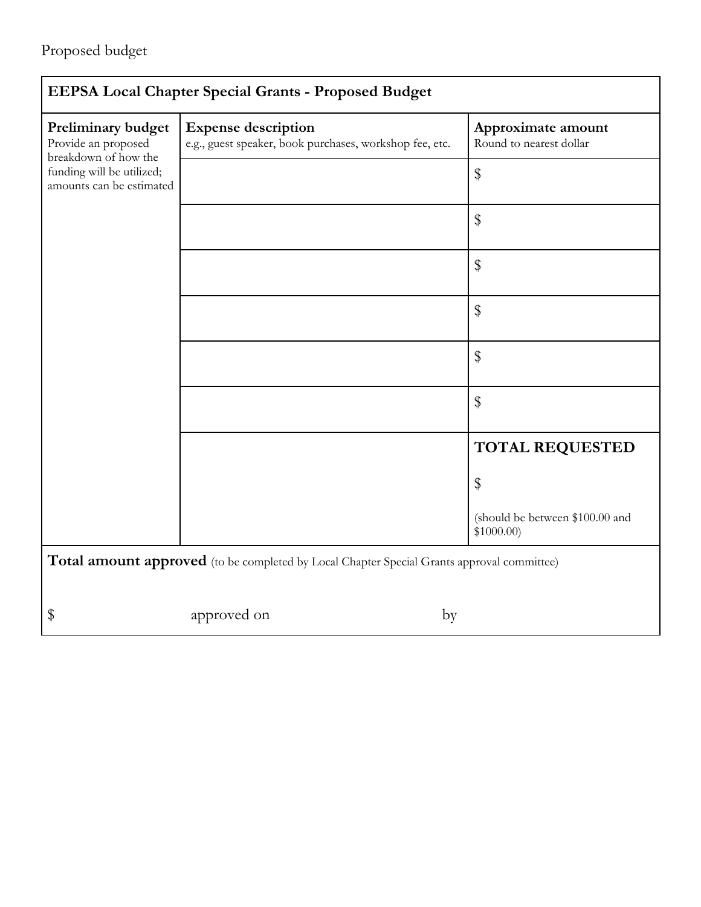Proposed budget

| **EEPSA Local Chapter Special Grants - Proposed Budget** | | |
|---|---|---|
| **Preliminary budget**<br>Provide an proposed breakdown of how the funding will be utilized; amounts can be estimated | **Expense description**<br>e.g., guest speaker, book purchases, workshop fee, etc. | **Approximate amount**<br>Round to nearest dollar |
| | | $ |
| | | $ |
| | | $ |
| | | $ |
| | | $ |
| | | $ |
| | | **TOTAL REQUESTED**<br><br>$<br><br>(should be between $100.00 and $1000.00) |

**Total amount approved** (to be completed by Local Chapter Special Grants approval committee)

$ approved on by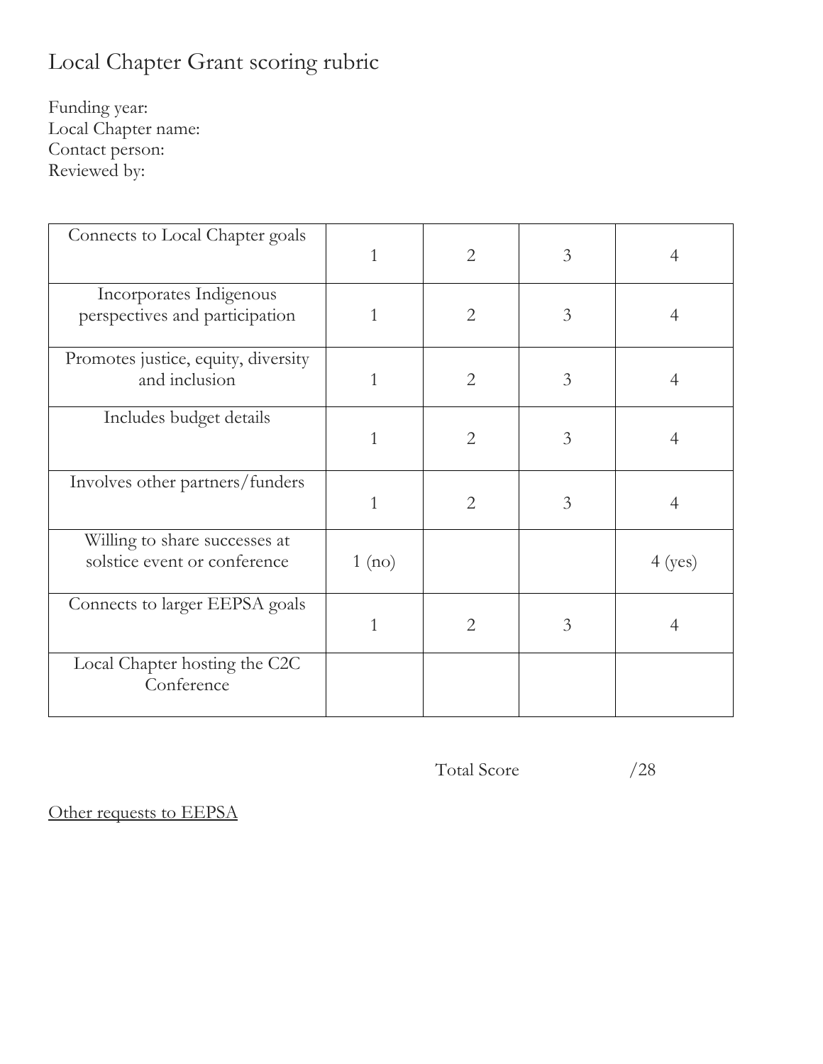# Local Chapter Grant scoring rubric

Funding year:
Local Chapter name:
Contact person:
Reviewed by:

| | | | | |
|---|---|---|---|---|
| Connects to Local Chapter goals | 1 | 2 | 3 | 4 |
| Incorporates Indigenous perspectives and participation | 1 | 2 | 3 | 4 |
| Promotes justice, equity, diversity and inclusion | 1 | 2 | 3 | 4 |
| Includes budget details | 1 | 2 | 3 | 4 |
| Involves other partners/funders | 1 | 2 | 3 | 4 |
| Willing to share successes at solstice event or conference | 1 (no) | | | 4 (yes) |
| Connects to larger EEPSA goals | 1 | 2 | 3 | 4 |
| Local Chapter hosting the C2C Conference | | | | |

Total Score /28

<u>Other requests to EEPSA</u>